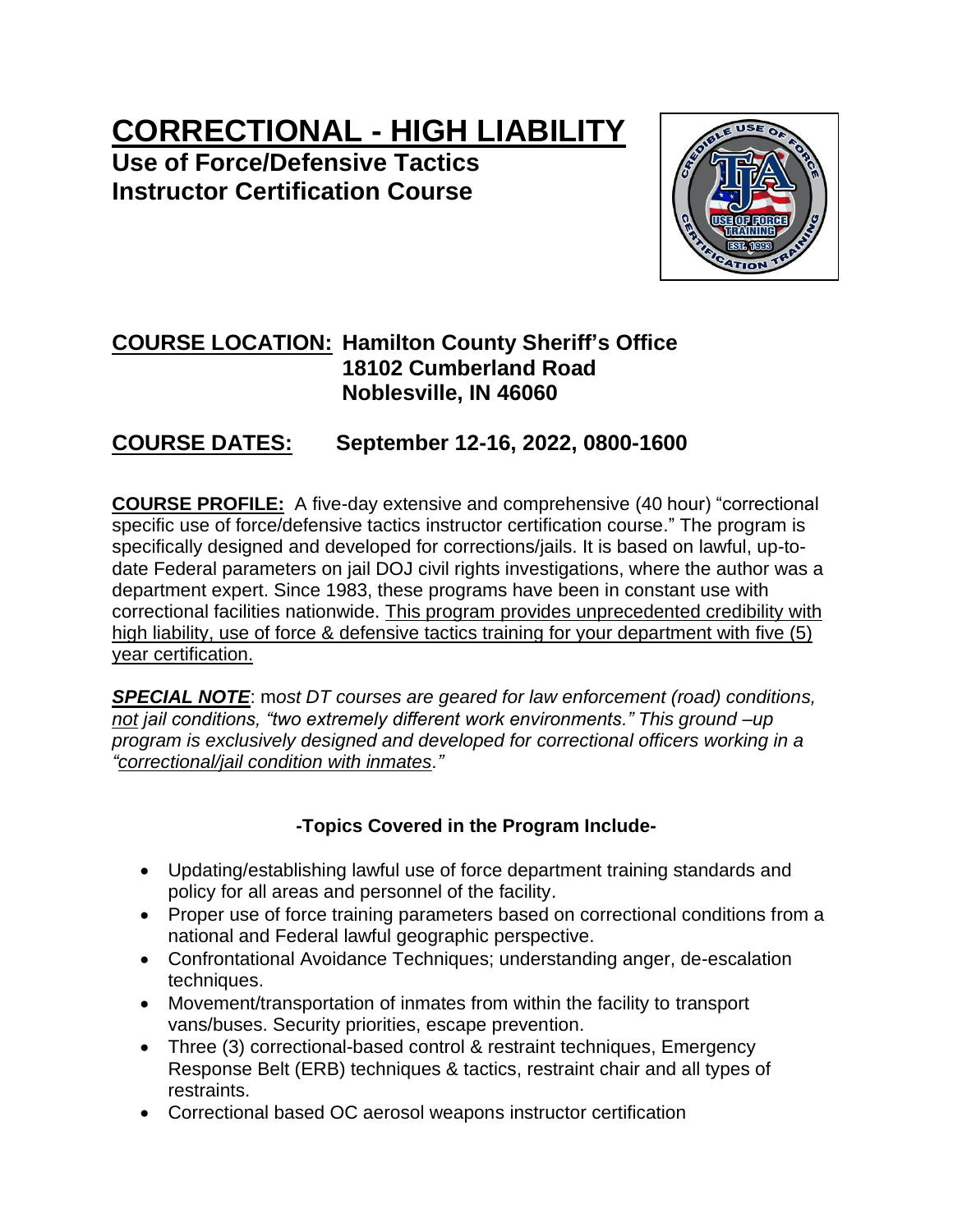# CORRECTIONAL - HIGH LIABILITY

## Use of Force/Defensive Tactics Instructor Certification Course

## COURSE LOCATION: Hamilton County Sheriff's Office 18102 Cumberland Road Noblesville, IN 46060

## COURSE DATES: September 12-16, 2022, 0800-1600

**COURSE PROFILE:** A five-day extensive and comprehensive (40 hour) "correctional specific use of force/defensive tactics instructor certification course." The program is specifically designed and developed for corrections/jails. It is based on lawful, up-to-date Federal parameters on jail DOJ civil rights investigations, where the author was a department expert. Since 1983, these programs have been in constant use with correctional facilities nationwide. This program provides unprecedented credibility with high liability, use of force & defensive tactics training for your department with five (5) year certification.

***SPECIAL NOTE***: *most DT courses are geared for law enforcement (road) conditions, not jail conditions, "two extremely different work environments." This ground –up program is exclusively designed and developed for correctional officers working in a "correctional/jail condition with inmates."*

**-Topics Covered in the Program Include-**

- Updating/establishing lawful use of force department training standards and policy for all areas and personnel of the facility.
- Proper use of force training parameters based on correctional conditions from a national and Federal lawful geographic perspective.
- Confrontational Avoidance Techniques; understanding anger, de-escalation techniques.
- Movement/transportation of inmates from within the facility to transport vans/buses. Security priorities, escape prevention.
- Three (3) correctional-based control & restraint techniques, Emergency Response Belt (ERB) techniques & tactics, restraint chair and all types of restraints.
- Correctional based OC aerosol weapons instructor certification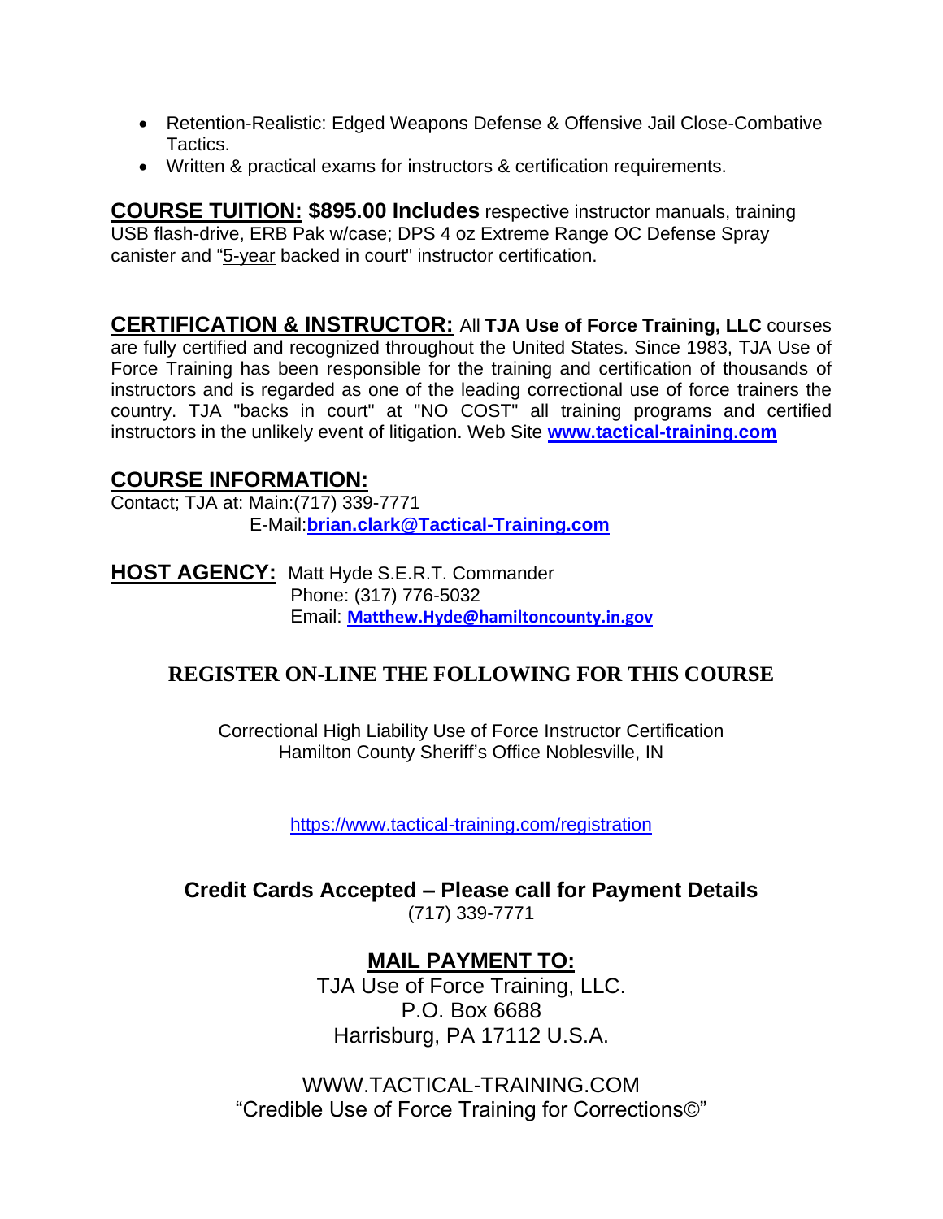- Retention-Realistic: Edged Weapons Defense & Offensive Jail Close-Combative Tactics.
- Written & practical exams for instructors & certification requirements.

**COURSE TUITION: $895.00 Includes** respective instructor manuals, training USB flash-drive, ERB Pak w/case; DPS 4 oz Extreme Range OC Defense Spray canister and "5-year backed in court" instructor certification.

**CERTIFICATION & INSTRUCTOR:** All **TJA Use of Force Training, LLC** courses are fully certified and recognized throughout the United States. Since 1983, TJA Use of Force Training has been responsible for the training and certification of thousands of instructors and is regarded as one of the leading correctional use of force trainers the country. TJA "backs in court" at "NO COST" all training programs and certified instructors in the unlikely event of litigation. Web Site **www.tactical-training.com**

**COURSE INFORMATION:**
Contact; TJA at: Main:(717) 339-7771
E-Mail:**brian.clark@Tactical-Training.com**

**HOST AGENCY:** Matt Hyde S.E.R.T. Commander
Phone: (317) 776-5032
Email: **Matthew.Hyde@hamiltoncounty.in.gov**

**REGISTER ON-LINE THE FOLLOWING FOR THIS COURSE**

Correctional High Liability Use of Force Instructor Certification
Hamilton County Sheriff's Office Noblesville, IN

https://www.tactical-training.com/registration

**Credit Cards Accepted – Please call for Payment Details**
(717) 339-7771

**MAIL PAYMENT TO:**
TJA Use of Force Training, LLC.
P.O. Box 6688
Harrisburg, PA 17112 U.S.A.

WWW.TACTICAL-TRAINING.COM
"Credible Use of Force Training for Corrections©"